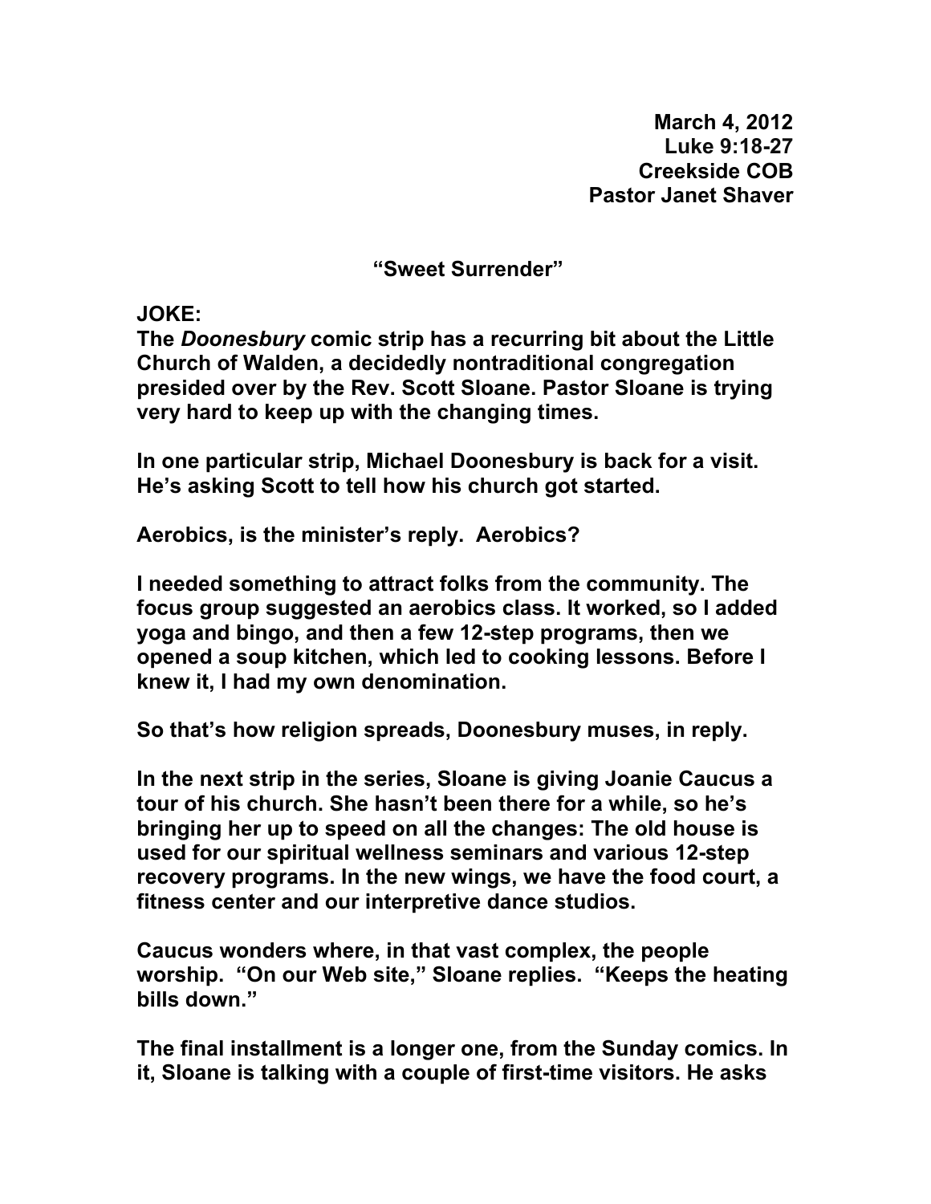**March 4, 2012**
**Luke 9:18-27**
**Creekside COB**
**Pastor Janet Shaver**

# "Sweet Surrender"

**JOKE:**
**The *Doonesbury* comic strip has a recurring bit about the Little Church of Walden, a decidedly nontraditional congregation presided over by the Rev. Scott Sloane. Pastor Sloane is trying very hard to keep up with the changing times.**

**In one particular strip, Michael Doonesbury is back for a visit. He's asking Scott to tell how his church got started.**

**Aerobics, is the minister's reply. Aerobics?**

**I needed something to attract folks from the community. The focus group suggested an aerobics class. It worked, so I added yoga and bingo, and then a few 12-step programs, then we opened a soup kitchen, which led to cooking lessons. Before I knew it, I had my own denomination.**

**So that's how religion spreads, Doonesbury muses, in reply.**

**In the next strip in the series, Sloane is giving Joanie Caucus a tour of his church. She hasn't been there for a while, so he's bringing her up to speed on all the changes: The old house is used for our spiritual wellness seminars and various 12-step recovery programs. In the new wings, we have the food court, a fitness center and our interpretive dance studios.**

**Caucus wonders where, in that vast complex, the people worship. "On our Web site," Sloane replies. "Keeps the heating bills down."**

**The final installment is a longer one, from the Sunday comics. In it, Sloane is talking with a couple of first-time visitors. He asks**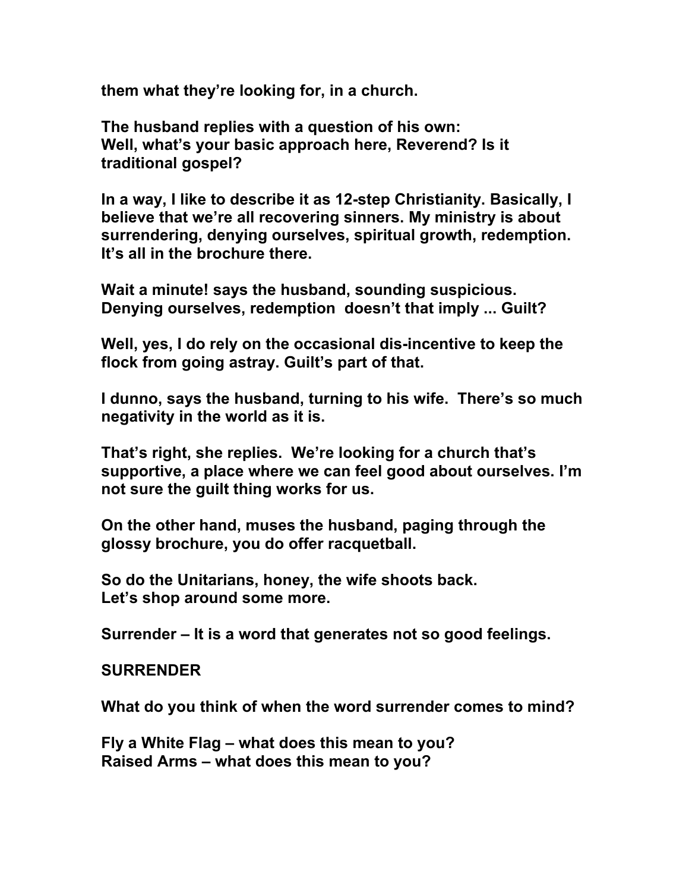**them what they're looking for, in a church.**

**The husband replies with a question of his own:**
**Well, what's your basic approach here, Reverend? Is it traditional gospel?**

**In a way, I like to describe it as 12-step Christianity. Basically, I believe that we're all recovering sinners. My ministry is about surrendering, denying ourselves, spiritual growth, redemption. It's all in the brochure there.**

**Wait a minute! says the husband, sounding suspicious. Denying ourselves, redemption  doesn't that imply ... Guilt?**

**Well, yes, I do rely on the occasional dis-incentive to keep the flock from going astray. Guilt's part of that.**

**I dunno, says the husband, turning to his wife.  There's so much negativity in the world as it is.**

**That's right, she replies.  We're looking for a church that's supportive, a place where we can feel good about ourselves. I'm not sure the guilt thing works for us.**

**On the other hand, muses the husband, paging through the glossy brochure, you do offer racquetball.**

**So do the Unitarians, honey, the wife shoots back.**
**Let's shop around some more.**

**Surrender – It is a word that generates not so good feelings.**

**SURRENDER**

**What do you think of when the word surrender comes to mind?**

**Fly a White Flag – what does this mean to you?**
**Raised Arms – what does this mean to you?**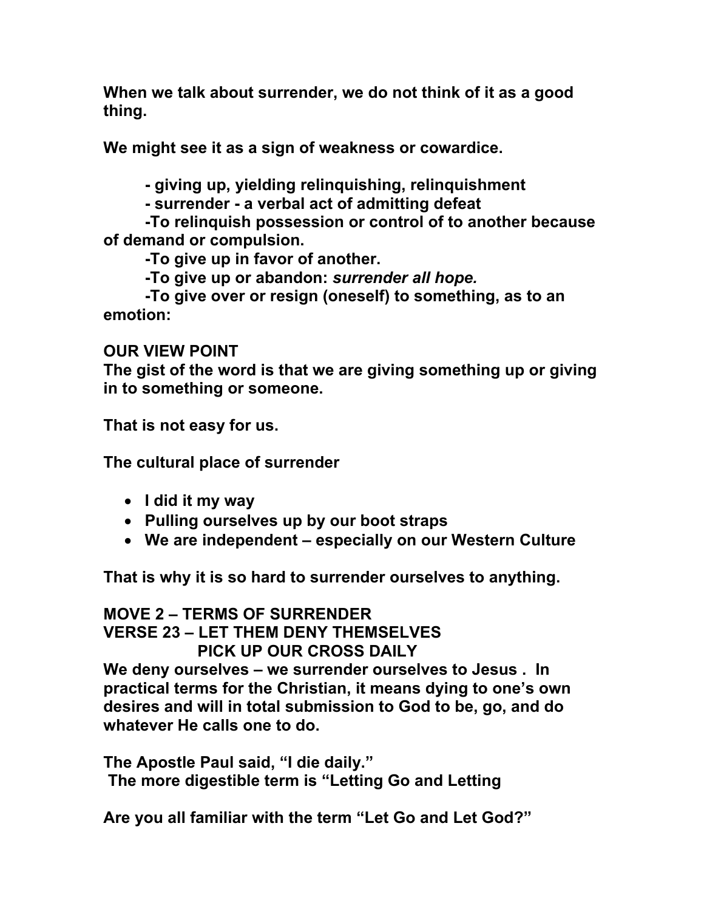**When we talk about surrender, we do not think of it as a good thing.**

**We might see it as a sign of weakness or cowardice.**

**- giving up, yielding relinquishing, relinquishment**
**- surrender - a verbal act of admitting defeat**
**-To relinquish possession or control of to another because of demand or compulsion.**
**-To give up in favor of another.**
**-To give up or abandon: *surrender all hope.***
**-To give over or resign (oneself) to something, as to an emotion:**

**OUR VIEW POINT**
**The gist of the word is that we are giving something up or giving in to something or someone.**

**That is not easy for us.**

**The cultural place of surrender**

- **I did it my way**
- **Pulling ourselves up by our boot straps**
- **We are independent – especially on our Western Culture**

**That is why it is so hard to surrender ourselves to anything.**

**MOVE 2 – TERMS OF SURRENDER**
**VERSE 23 – LET THEM DENY THEMSELVES**
**PICK UP OUR CROSS DAILY**
**We deny ourselves – we surrender ourselves to Jesus . In practical terms for the Christian, it means dying to one's own desires and will in total submission to God to be, go, and do whatever He calls one to do.**

**The Apostle Paul said, "I die daily."**
**The more digestible term is "Letting Go and Letting**

**Are you all familiar with the term "Let Go and Let God?"**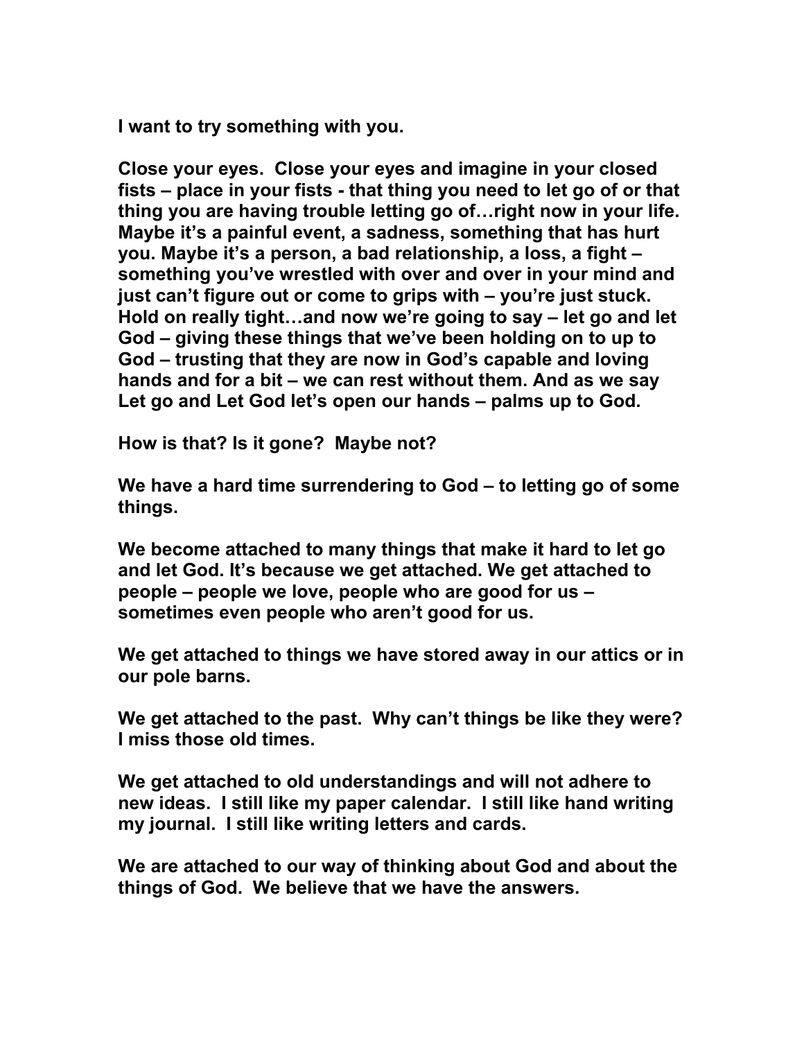**I want to try something with you.**

**Close your eyes. Close your eyes and imagine in your closed fists – place in your fists - that thing you need to let go of or that thing you are having trouble letting go of…right now in your life. Maybe it's a painful event, a sadness, something that has hurt you. Maybe it's a person, a bad relationship, a loss, a fight – something you've wrestled with over and over in your mind and just can't figure out or come to grips with – you're just stuck. Hold on really tight…and now we're going to say – let go and let God – giving these things that we've been holding on to up to God – trusting that they are now in God's capable and loving hands and for a bit – we can rest without them. And as we say Let go and Let God let's open our hands – palms up to God.**

**How is that? Is it gone? Maybe not?**

**We have a hard time surrendering to God – to letting go of some things.**

**We become attached to many things that make it hard to let go and let God. It's because we get attached. We get attached to people – people we love, people who are good for us – sometimes even people who aren't good for us.**

**We get attached to things we have stored away in our attics or in our pole barns.**

**We get attached to the past. Why can't things be like they were? I miss those old times.**

**We get attached to old understandings and will not adhere to new ideas. I still like my paper calendar. I still like hand writing my journal. I still like writing letters and cards.**

**We are attached to our way of thinking about God and about the things of God. We believe that we have the answers.**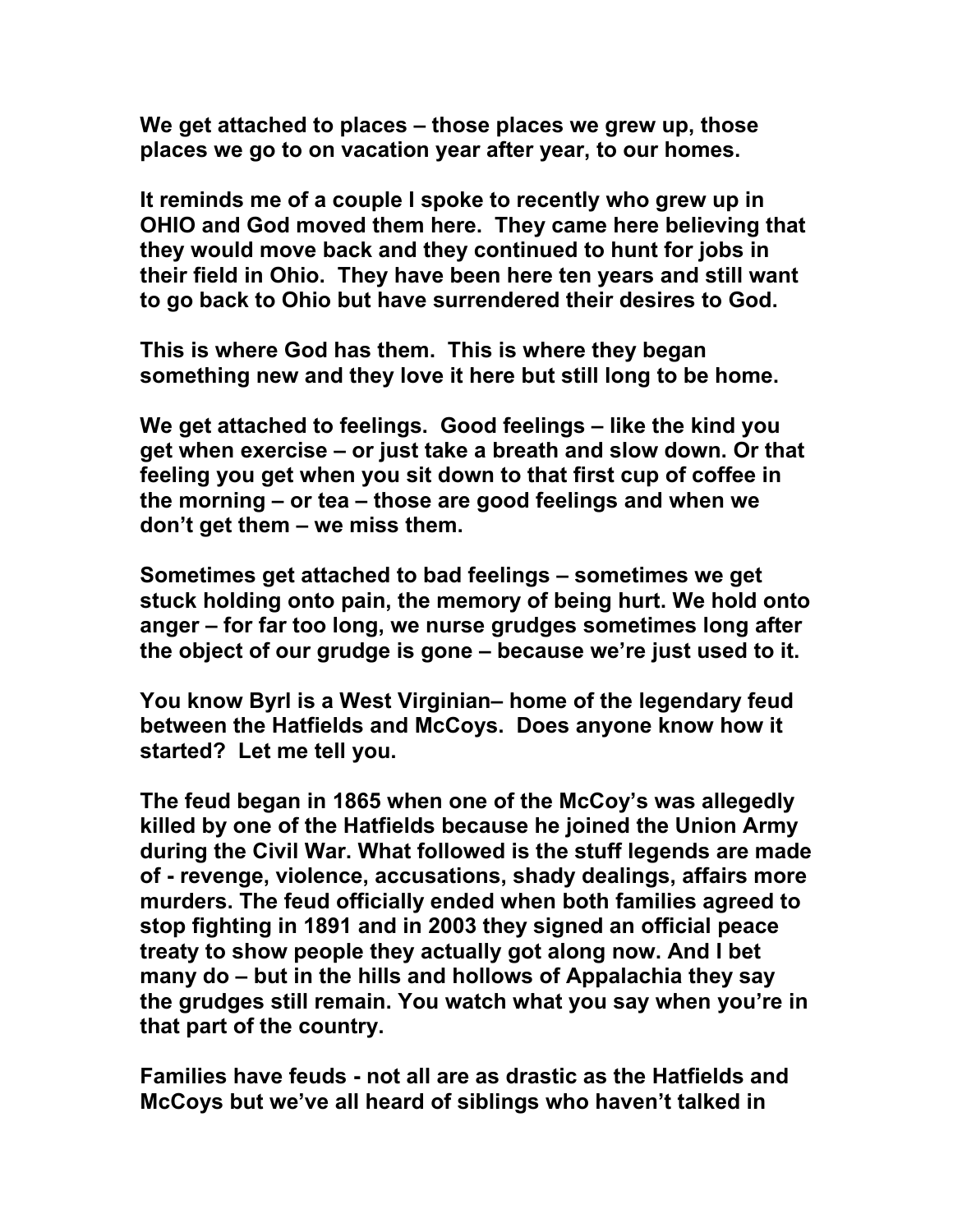**We get attached to places – those places we grew up, those places we go to on vacation year after year, to our homes.**

**It reminds me of a couple I spoke to recently who grew up in OHIO and God moved them here. They came here believing that they would move back and they continued to hunt for jobs in their field in Ohio. They have been here ten years and still want to go back to Ohio but have surrendered their desires to God.**

**This is where God has them. This is where they began something new and they love it here but still long to be home.**

**We get attached to feelings. Good feelings – like the kind you get when exercise – or just take a breath and slow down. Or that feeling you get when you sit down to that first cup of coffee in the morning – or tea – those are good feelings and when we don't get them – we miss them.**

**Sometimes get attached to bad feelings – sometimes we get stuck holding onto pain, the memory of being hurt. We hold onto anger – for far too long, we nurse grudges sometimes long after the object of our grudge is gone – because we're just used to it.**

**You know Byrl is a West Virginian– home of the legendary feud between the Hatfields and McCoys. Does anyone know how it started? Let me tell you.**

**The feud began in 1865 when one of the McCoy's was allegedly killed by one of the Hatfields because he joined the Union Army during the Civil War. What followed is the stuff legends are made of - revenge, violence, accusations, shady dealings, affairs more murders. The feud officially ended when both families agreed to stop fighting in 1891 and in 2003 they signed an official peace treaty to show people they actually got along now. And I bet many do – but in the hills and hollows of Appalachia they say the grudges still remain. You watch what you say when you're in that part of the country.**

**Families have feuds - not all are as drastic as the Hatfields and McCoys but we've all heard of siblings who haven't talked in**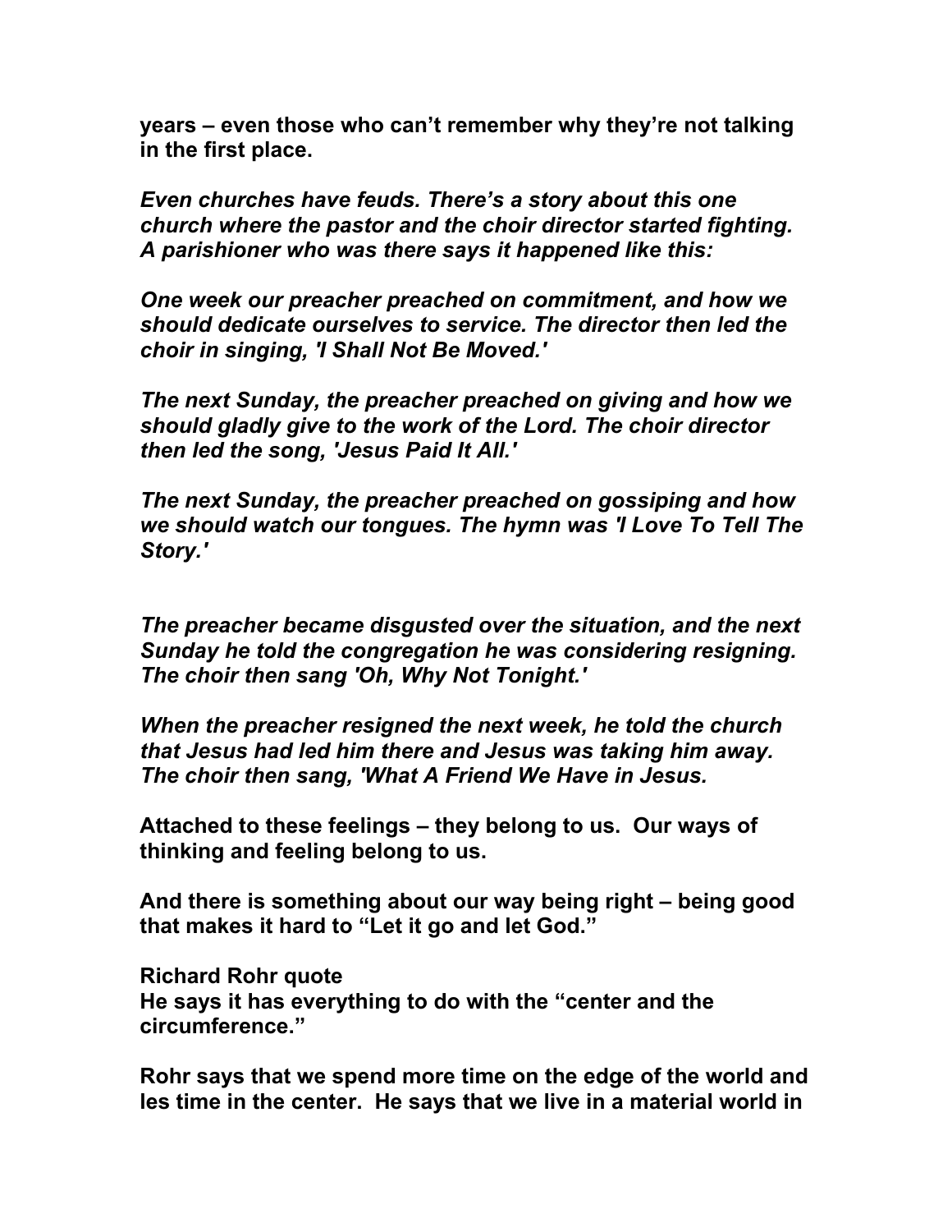**years – even those who can't remember why they're not talking in the first place.**

***Even churches have feuds. There's a story about this one church where the pastor and the choir director started fighting. A parishioner who was there says it happened like this:***

***One week our preacher preached on commitment, and how we should dedicate ourselves to service. The director then led the choir in singing, 'I Shall Not Be Moved.'***

***The next Sunday, the preacher preached on giving and how we should gladly give to the work of the Lord. The choir director then led the song, 'Jesus Paid It All.'***

***The next Sunday, the preacher preached on gossiping and how we should watch our tongues. The hymn was 'I Love To Tell The Story.'***

***The preacher became disgusted over the situation, and the next Sunday he told the congregation he was considering resigning. The choir then sang 'Oh, Why Not Tonight.'***

***When the preacher resigned the next week, he told the church that Jesus had led him there and Jesus was taking him away. The choir then sang, 'What A Friend We Have in Jesus.***

**Attached to these feelings – they belong to us. Our ways of thinking and feeling belong to us.**

**And there is something about our way being right – being good that makes it hard to "Let it go and let God."**

**Richard Rohr quote**
**He says it has everything to do with the "center and the circumference."**

**Rohr says that we spend more time on the edge of the world and les time in the center. He says that we live in a material world in**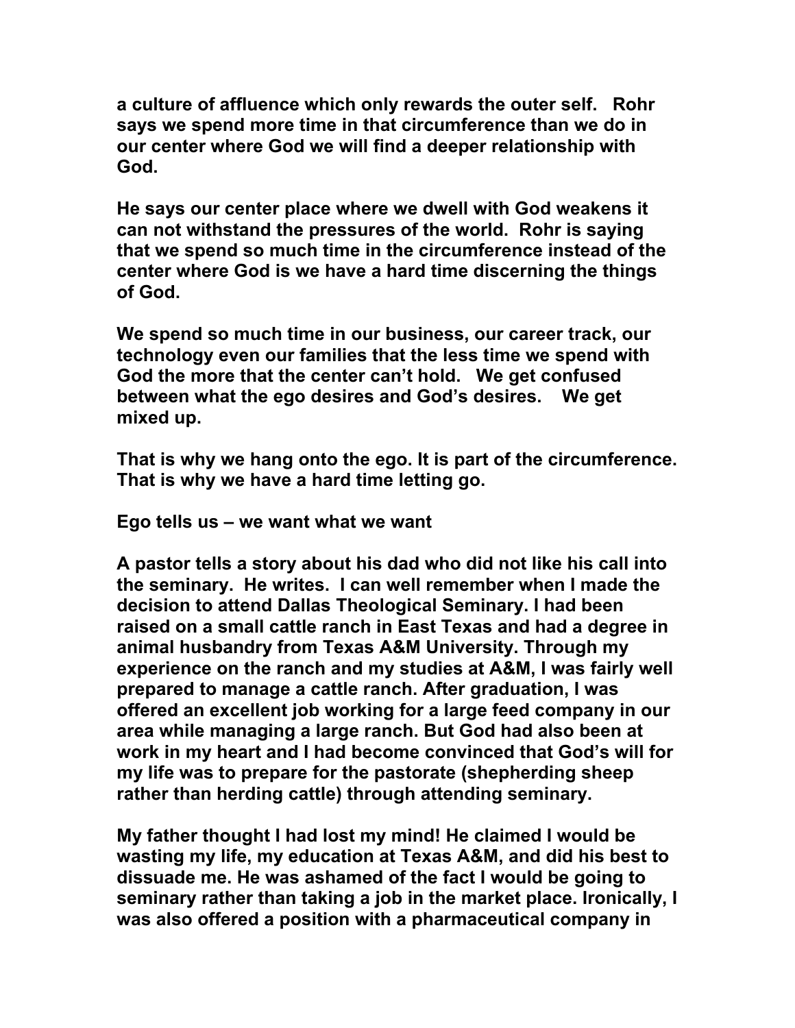**a culture of affluence which only rewards the outer self. Rohr says we spend more time in that circumference than we do in our center where God we will find a deeper relationship with God.**

**He says our center place where we dwell with God weakens it can not withstand the pressures of the world. Rohr is saying that we spend so much time in the circumference instead of the center where God is we have a hard time discerning the things of God.**

**We spend so much time in our business, our career track, our technology even our families that the less time we spend with God the more that the center can't hold. We get confused between what the ego desires and God's desires. We get mixed up.**

**That is why we hang onto the ego. It is part of the circumference. That is why we have a hard time letting go.**

**Ego tells us – we want what we want**

**A pastor tells a story about his dad who did not like his call into the seminary. He writes. I can well remember when I made the decision to attend Dallas Theological Seminary. I had been raised on a small cattle ranch in East Texas and had a degree in animal husbandry from Texas A&M University. Through my experience on the ranch and my studies at A&M, I was fairly well prepared to manage a cattle ranch. After graduation, I was offered an excellent job working for a large feed company in our area while managing a large ranch. But God had also been at work in my heart and I had become convinced that God's will for my life was to prepare for the pastorate (shepherding sheep rather than herding cattle) through attending seminary.**

**My father thought I had lost my mind! He claimed I would be wasting my life, my education at Texas A&M, and did his best to dissuade me. He was ashamed of the fact I would be going to seminary rather than taking a job in the market place. Ironically, I was also offered a position with a pharmaceutical company in**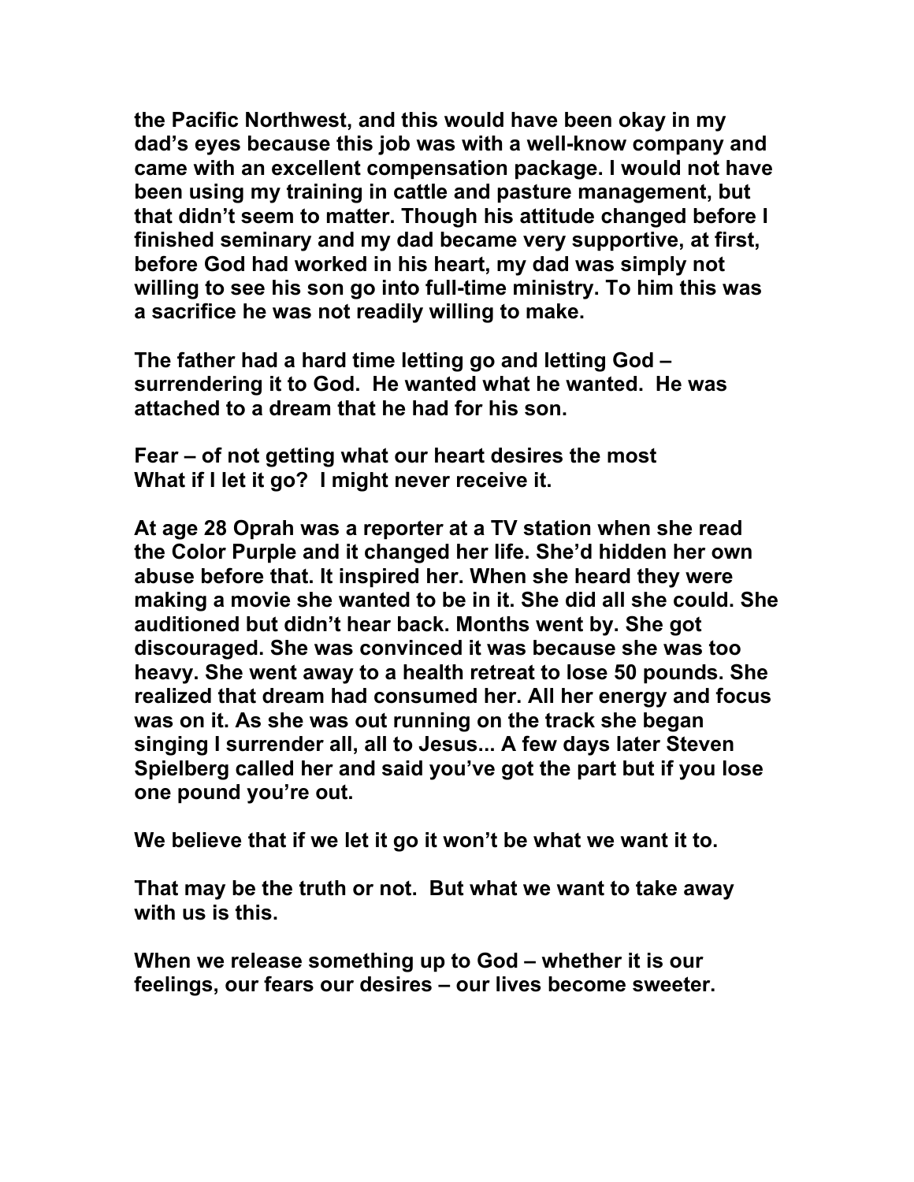**the Pacific Northwest, and this would have been okay in my dad's eyes because this job was with a well-know company and came with an excellent compensation package. I would not have been using my training in cattle and pasture management, but that didn't seem to matter. Though his attitude changed before I finished seminary and my dad became very supportive, at first, before God had worked in his heart, my dad was simply not willing to see his son go into full-time ministry. To him this was a sacrifice he was not readily willing to make.**

**The father had a hard time letting go and letting God – surrendering it to God. He wanted what he wanted. He was attached to a dream that he had for his son.**

**Fear – of not getting what our heart desires the most**
**What if I let it go? I might never receive it.**

**At age 28 Oprah was a reporter at a TV station when she read the Color Purple and it changed her life. She'd hidden her own abuse before that. It inspired her. When she heard they were making a movie she wanted to be in it. She did all she could. She auditioned but didn't hear back. Months went by. She got discouraged. She was convinced it was because she was too heavy. She went away to a health retreat to lose 50 pounds. She realized that dream had consumed her. All her energy and focus was on it. As she was out running on the track she began singing I surrender all, all to Jesus... A few days later Steven Spielberg called her and said you've got the part but if you lose one pound you're out.**

**We believe that if we let it go it won't be what we want it to.**

**That may be the truth or not. But what we want to take away with us is this.**

**When we release something up to God – whether it is our feelings, our fears our desires – our lives become sweeter.**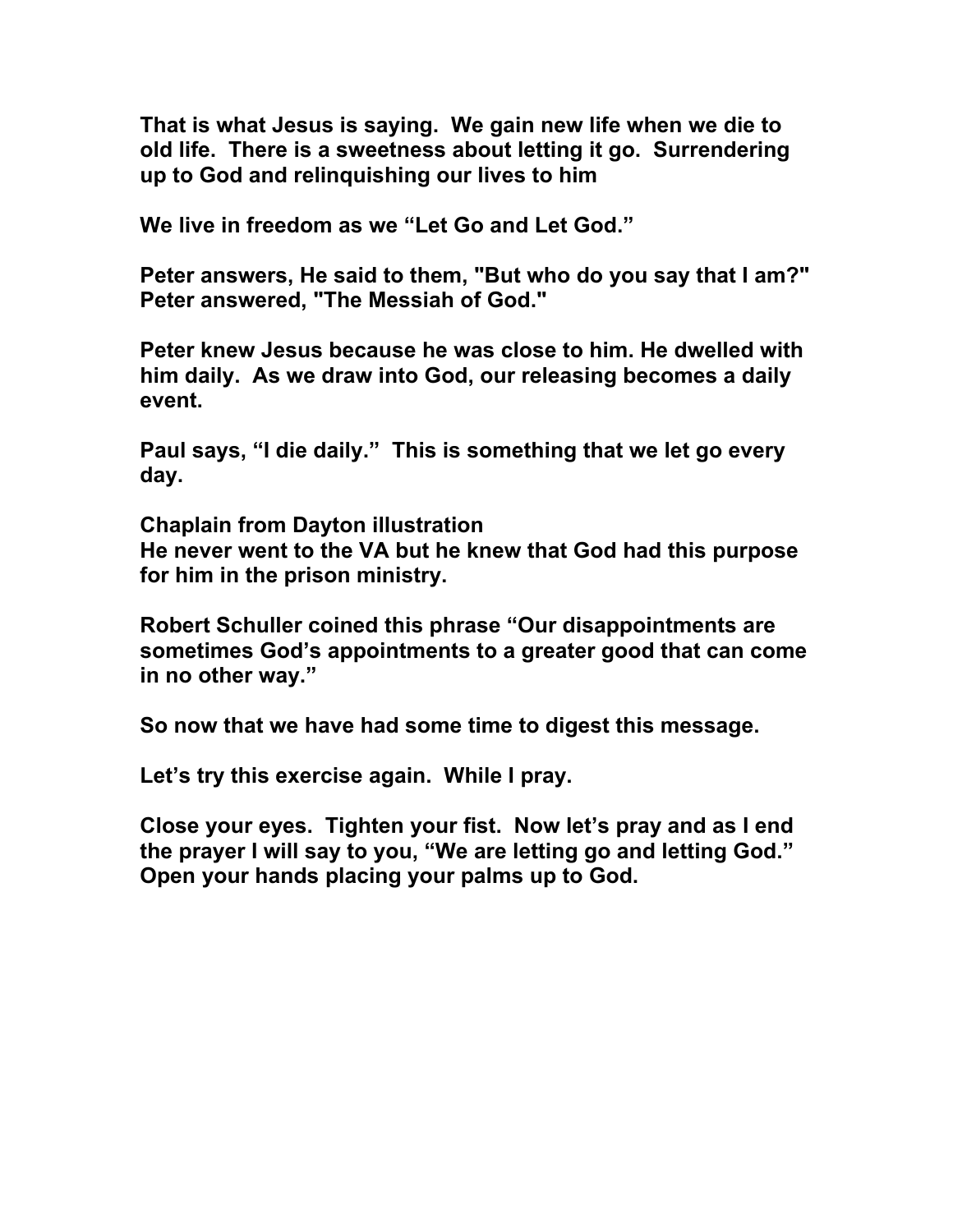**That is what Jesus is saying. We gain new life when we die to old life. There is a sweetness about letting it go. Surrendering up to God and relinquishing our lives to him**

**We live in freedom as we "Let Go and Let God."**

**Peter answers, He said to them, "But who do you say that I am?" Peter answered, "The Messiah of God."**

**Peter knew Jesus because he was close to him. He dwelled with him daily. As we draw into God, our releasing becomes a daily event.**

**Paul says, "I die daily." This is something that we let go every day.**

**Chaplain from Dayton illustration**
**He never went to the VA but he knew that God had this purpose for him in the prison ministry.**

**Robert Schuller coined this phrase "Our disappointments are sometimes God's appointments to a greater good that can come in no other way."**

**So now that we have had some time to digest this message.**

**Let's try this exercise again. While I pray.**

**Close your eyes. Tighten your fist. Now let's pray and as I end the prayer I will say to you, "We are letting go and letting God." Open your hands placing your palms up to God.**